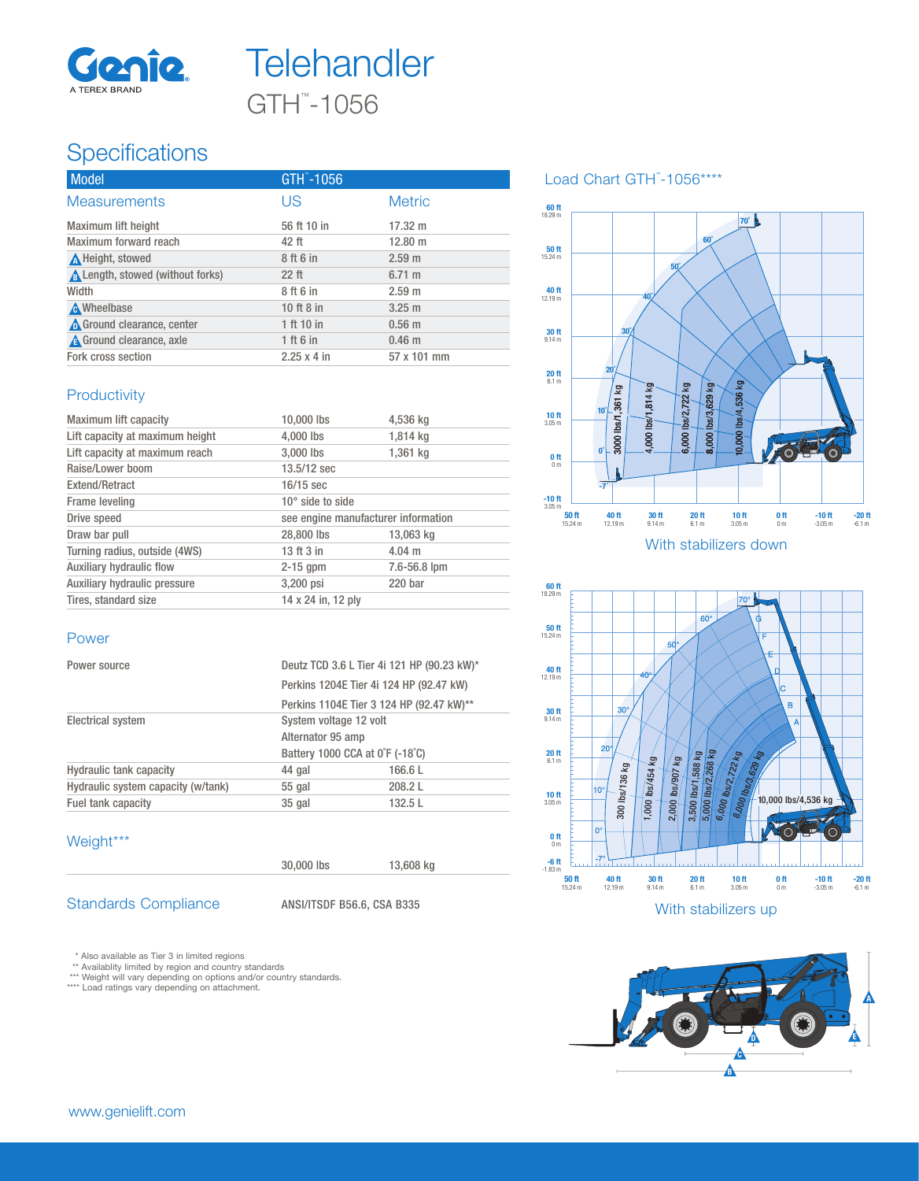# Genie®

A TEREX BRAND

# Telehandler

GTH™-1056

## Specifications

| Model | GTH™-1056 | |
|---|---|---|
| **Measurements** | **US** | **Metric** |
| Maximum lift height | 56 ft 10 in | 17.32 m |
| Maximum forward reach | 42 ft | 12.80 m |
| A Height, stowed | 8 ft 6 in | 2.59 m |
| B Length, stowed (without forks) | 22 ft | 6.71 m |
| Width | 8 ft 6 in | 2.59 m |
| C Wheelbase | 10 ft 8 in | 3.25 m |
| D Ground clearance, center | 1 ft 10 in | 0.56 m |
| E Ground clearance, axle | 1 ft 6 in | 0.46 m |
| Fork cross section | 2.25 x 4 in | 57 x 101 mm |

### Productivity

| | | |
|---|---|---|
| Maximum lift capacity | 10,000 lbs | 4,536 kg |
| Lift capacity at maximum height | 4,000 lbs | 1,814 kg |
| Lift capacity at maximum reach | 3,000 lbs | 1,361 kg |
| Raise/Lower boom | 13.5/12 sec | |
| Extend/Retract | 16/15 sec | |
| Frame leveling | 10° side to side | |
| Drive speed | see engine manufacturer information | |
| Draw bar pull | 28,800 lbs | 13,063 kg |
| Turning radius, outside (4WS) | 13 ft 3 in | 4.04 m |
| Auxiliary hydraulic flow | 2-15 gpm | 7.6-56.8 lpm |
| Auxiliary hydraulic pressure | 3,200 psi | 220 bar |
| Tires, standard size | 14 x 24 in, 12 ply | |

### Power

| | | |
|---|---|---|
| Power source | Deutz TCD 3.6 L Tier 4i 121 HP (90.23 kW)* | |
| | Perkins 1204E Tier 4i 124 HP (92.47 kW) | |
| | Perkins 1104E Tier 3 124 HP (92.47 kW)** | |
| Electrical system | System voltage 12 volt | |
| | Alternator 95 amp | |
| | Battery 1000 CCA at 0°F (-18°C) | |
| Hydraulic tank capacity | 44 gal | 166.6 L |
| Hydraulic system capacity (w/tank) | 55 gal | 208.2 L |
| Fuel tank capacity | 35 gal | 132.5 L |

### Weight***

| | |
|---|---|
| 30,000 lbs | 13,608 kg |

### Standards Compliance

ANSI/ITSDF B56.6, CSA B335

\* Also available as Tier 3 in limited regions
\*\* Availablity limited by region and country standards
\*\*\* Weight will vary depending on options and/or country standards.
\*\*\*\* Load ratings vary depending on attachment.

## Load Chart GTH™-1056****

With stabilizers down

With stabilizers up

www.genielift.com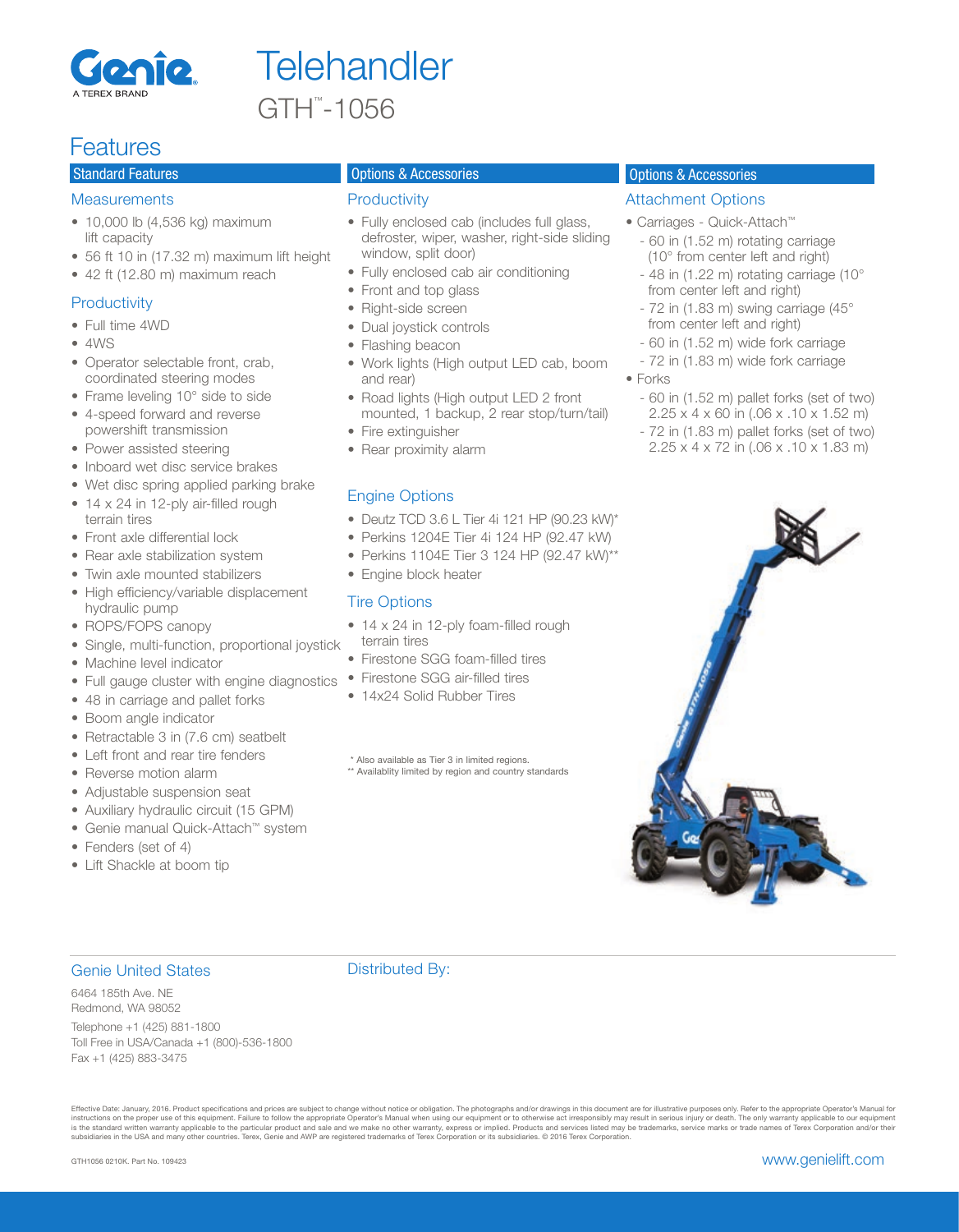# Telehandler

## GTH™-1056

## Features

### Standard Features

#### Measurements

- 10,000 lb (4,536 kg) maximum lift capacity
- 56 ft 10 in (17.32 m) maximum lift height
- 42 ft (12.80 m) maximum reach

#### Productivity

- Full time 4WD
- 4WS
- Operator selectable front, crab, coordinated steering modes
- Frame leveling 10° side to side
- 4-speed forward and reverse powershift transmission
- Power assisted steering
- Inboard wet disc service brakes
- Wet disc spring applied parking brake
- 14 x 24 in 12-ply air-filled rough terrain tires
- Front axle differential lock
- Rear axle stabilization system
- Twin axle mounted stabilizers
- High efficiency/variable displacement hydraulic pump
- ROPS/FOPS canopy
- Single, multi-function, proportional joystick
- Machine level indicator
- Full gauge cluster with engine diagnostics
- 48 in carriage and pallet forks
- Boom angle indicator
- Retractable 3 in (7.6 cm) seatbelt
- Left front and rear tire fenders
- Reverse motion alarm
- Adjustable suspension seat
- Auxiliary hydraulic circuit (15 GPM)
- Genie manual Quick-Attach™ system
- Fenders (set of 4)
- Lift Shackle at boom tip

### Options & Accessories

#### Productivity

- Fully enclosed cab (includes full glass, defroster, wiper, washer, right-side sliding window, split door)
- Fully enclosed cab air conditioning
- Front and top glass
- Right-side screen
- Dual joystick controls
- Flashing beacon
- Work lights (High output LED cab, boom and rear)
- Road lights (High output LED 2 front mounted, 1 backup, 2 rear stop/turn/tail)
- Fire extinguisher
- Rear proximity alarm

#### Engine Options

- Deutz TCD 3.6 L Tier 4i 121 HP (90.23 kW)*
- Perkins 1204E Tier 4i 124 HP (92.47 kW)
- Perkins 1104E Tier 3 124 HP (92.47 kW)**
- Engine block heater

#### Tire Options

- 14 x 24 in 12-ply foam-filled rough terrain tires
- Firestone SGG foam-filled tires
- Firestone SGG air-filled tires
- 14x24 Solid Rubber Tires

\* Also available as Tier 3 in limited regions.
\** Availablity limited by region and country standards

### Options & Accessories

#### Attachment Options

- Carriages - Quick-Attach™
  - 60 in (1.52 m) rotating carriage (10° from center left and right)
  - 48 in (1.22 m) rotating carriage (10° from center left and right)
  - 72 in (1.83 m) swing carriage (45° from center left and right)
  - 60 in (1.52 m) wide fork carriage
  - 72 in (1.83 m) wide fork carriage
- Forks
  - 60 in (1.52 m) pallet forks (set of two) 2.25 x 4 x 60 in (.06 x .10 x 1.52 m)
  - 72 in (1.83 m) pallet forks (set of two) 2.25 x 4 x 72 in (.06 x .10 x 1.83 m)

### Genie United States

6464 185th Ave. NE
Redmond, WA 98052

Telephone +1 (425) 881-1800
Toll Free in USA/Canada +1 (800)-536-1800
Fax +1 (425) 883-3475

### Distributed By:

Effective Date: January, 2016. Product specifications and prices are subject to change without notice or obligation. The photographs and/or drawings in this document are for illustrative purposes only. Refer to the appropriate Operator's Manual for instructions on the proper use of this equipment. Failure to follow the appropriate Operator's Manual when using our equipment or to otherwise act irresponsibly may result in serious injury or death. The only warranty applicable to our equipment is the standard written warranty applicable to the particular product and sale and we make no other warranty, express or implied. Products and services listed may be trademarks, service marks or trade names of Terex Corporation and/or their subsidiaries in the USA and many other countries. Terex, Genie and AWP are registered trademarks of Terex Corporation or its subsidiaries. © 2016 Terex Corporation.

GTH1056 0210K. Part No. 109423

www.genielift.com